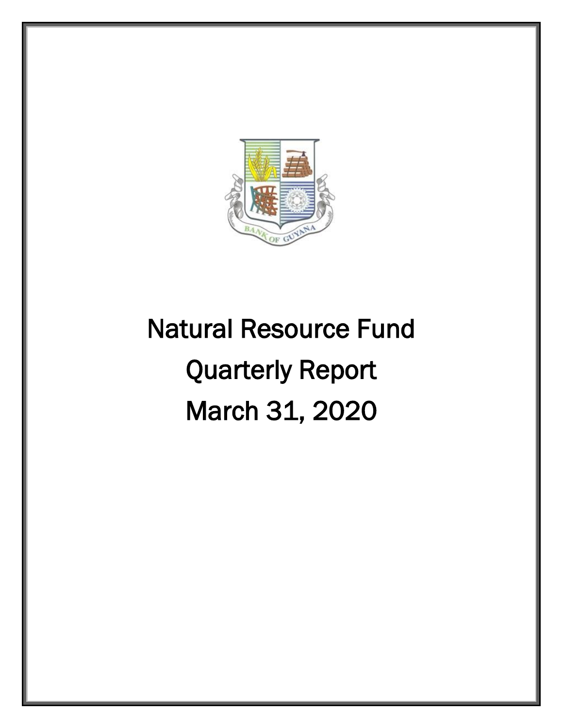# Natural Resource Fund

# Quarterly Report

# March 31, 2020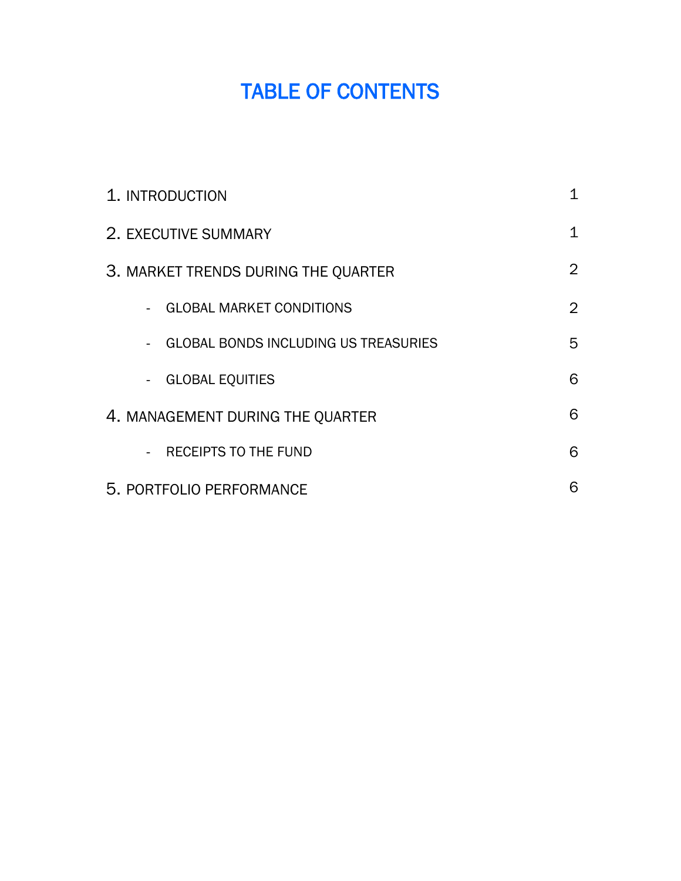# TABLE OF CONTENTS

| | |
|---|---|
| 1. INTRODUCTION | 1 |
| 2. EXECUTIVE SUMMARY | 1 |
| 3. MARKET TRENDS DURING THE QUARTER | 2 |
| - GLOBAL MARKET CONDITIONS | 2 |
| - GLOBAL BONDS INCLUDING US TREASURIES | 5 |
| - GLOBAL EQUITIES | 6 |
| 4. MANAGEMENT DURING THE QUARTER | 6 |
| - RECEIPTS TO THE FUND | 6 |
| 5. PORTFOLIO PERFORMANCE | 6 |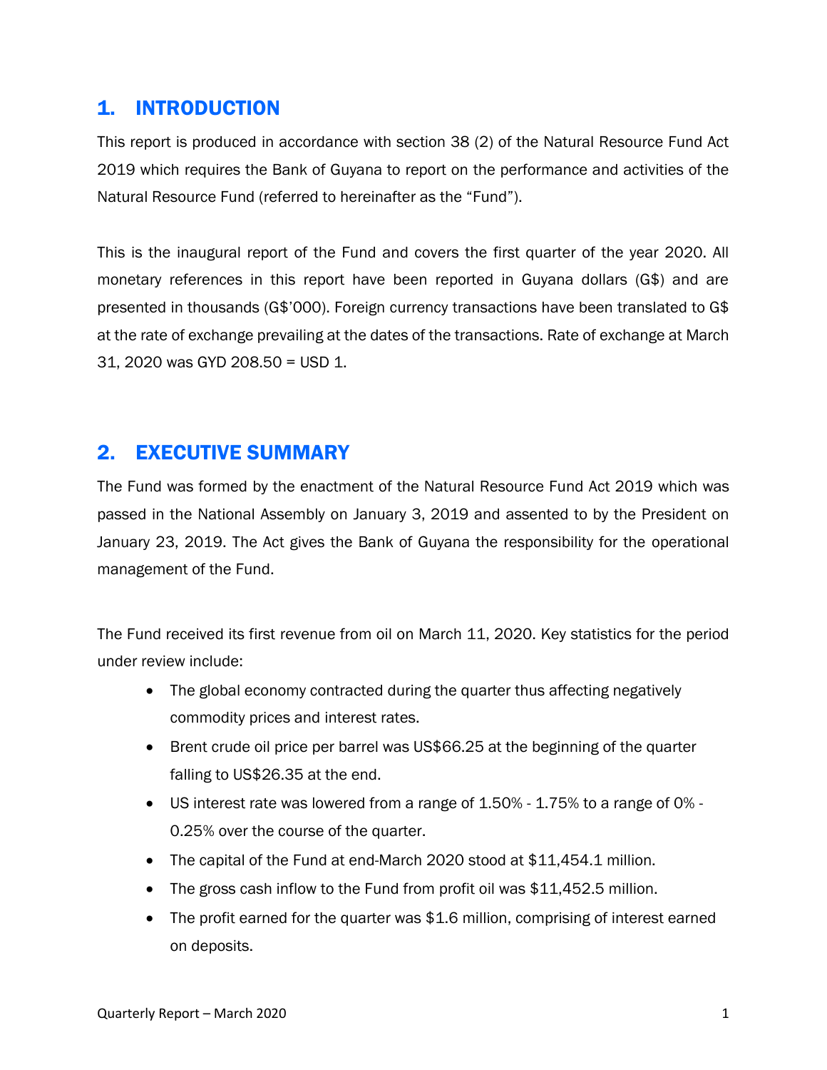## 1. INTRODUCTION

This report is produced in accordance with section 38 (2) of the Natural Resource Fund Act 2019 which requires the Bank of Guyana to report on the performance and activities of the Natural Resource Fund (referred to hereinafter as the "Fund").

This is the inaugural report of the Fund and covers the first quarter of the year 2020. All monetary references in this report have been reported in Guyana dollars (G$) and are presented in thousands (G$'000). Foreign currency transactions have been translated to G$ at the rate of exchange prevailing at the dates of the transactions. Rate of exchange at March 31, 2020 was GYD 208.50 = USD 1.

## 2. EXECUTIVE SUMMARY

The Fund was formed by the enactment of the Natural Resource Fund Act 2019 which was passed in the National Assembly on January 3, 2019 and assented to by the President on January 23, 2019. The Act gives the Bank of Guyana the responsibility for the operational management of the Fund.

The Fund received its first revenue from oil on March 11, 2020. Key statistics for the period under review include:

- The global economy contracted during the quarter thus affecting negatively commodity prices and interest rates.
- Brent crude oil price per barrel was US$66.25 at the beginning of the quarter falling to US$26.35 at the end.
- US interest rate was lowered from a range of 1.50% - 1.75% to a range of 0% - 0.25% over the course of the quarter.
- The capital of the Fund at end-March 2020 stood at $11,454.1 million.
- The gross cash inflow to the Fund from profit oil was $11,452.5 million.
- The profit earned for the quarter was $1.6 million, comprising of interest earned on deposits.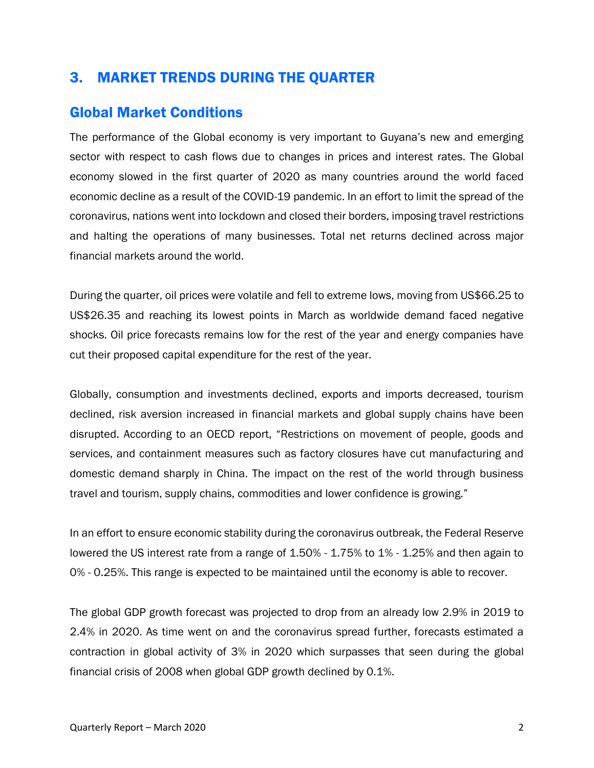## 3. MARKET TRENDS DURING THE QUARTER

### Global Market Conditions

The performance of the Global economy is very important to Guyana's new and emerging sector with respect to cash flows due to changes in prices and interest rates. The Global economy slowed in the first quarter of 2020 as many countries around the world faced economic decline as a result of the COVID-19 pandemic. In an effort to limit the spread of the coronavirus, nations went into lockdown and closed their borders, imposing travel restrictions and halting the operations of many businesses. Total net returns declined across major financial markets around the world.

During the quarter, oil prices were volatile and fell to extreme lows, moving from US$66.25 to US$26.35 and reaching its lowest points in March as worldwide demand faced negative shocks. Oil price forecasts remains low for the rest of the year and energy companies have cut their proposed capital expenditure for the rest of the year.

Globally, consumption and investments declined, exports and imports decreased, tourism declined, risk aversion increased in financial markets and global supply chains have been disrupted. According to an OECD report, "Restrictions on movement of people, goods and services, and containment measures such as factory closures have cut manufacturing and domestic demand sharply in China. The impact on the rest of the world through business travel and tourism, supply chains, commodities and lower confidence is growing."

In an effort to ensure economic stability during the coronavirus outbreak, the Federal Reserve lowered the US interest rate from a range of 1.50% - 1.75% to 1% - 1.25% and then again to 0% - 0.25%. This range is expected to be maintained until the economy is able to recover.

The global GDP growth forecast was projected to drop from an already low 2.9% in 2019 to 2.4% in 2020. As time went on and the coronavirus spread further, forecasts estimated a contraction in global activity of 3% in 2020 which surpasses that seen during the global financial crisis of 2008 when global GDP growth declined by 0.1%.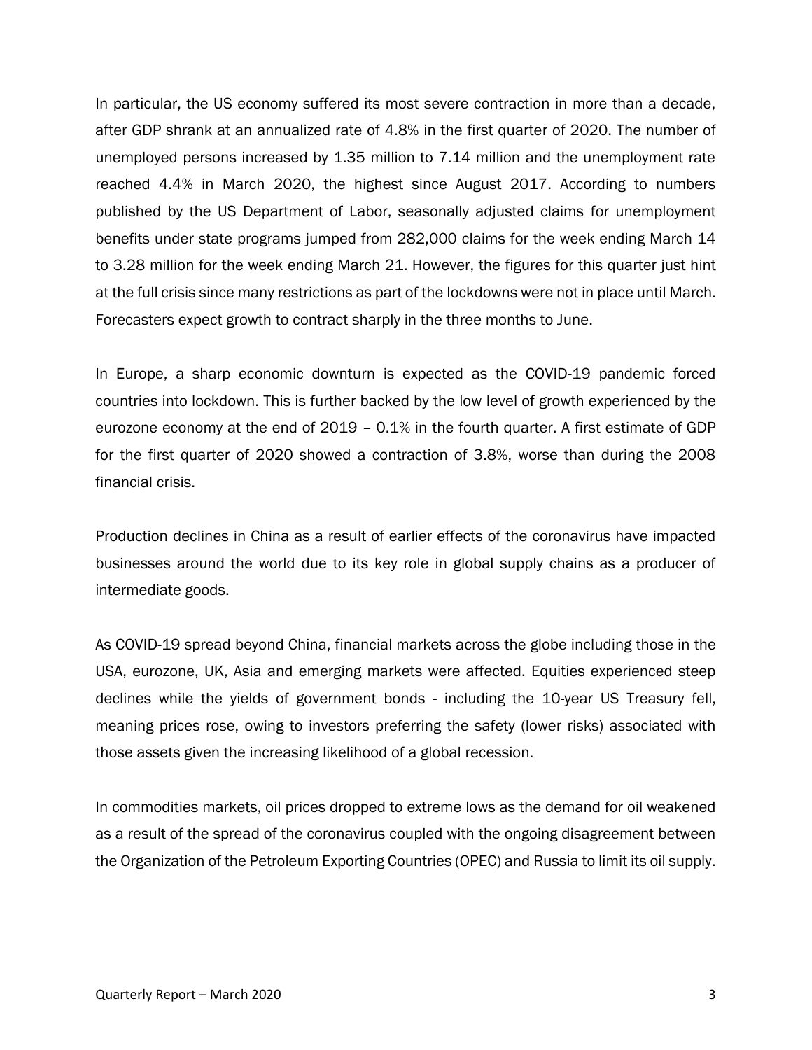In particular, the US economy suffered its most severe contraction in more than a decade, after GDP shrank at an annualized rate of 4.8% in the first quarter of 2020. The number of unemployed persons increased by 1.35 million to 7.14 million and the unemployment rate reached 4.4% in March 2020, the highest since August 2017. According to numbers published by the US Department of Labor, seasonally adjusted claims for unemployment benefits under state programs jumped from 282,000 claims for the week ending March 14 to 3.28 million for the week ending March 21. However, the figures for this quarter just hint at the full crisis since many restrictions as part of the lockdowns were not in place until March. Forecasters expect growth to contract sharply in the three months to June.

In Europe, a sharp economic downturn is expected as the COVID-19 pandemic forced countries into lockdown. This is further backed by the low level of growth experienced by the eurozone economy at the end of 2019 – 0.1% in the fourth quarter. A first estimate of GDP for the first quarter of 2020 showed a contraction of 3.8%, worse than during the 2008 financial crisis.

Production declines in China as a result of earlier effects of the coronavirus have impacted businesses around the world due to its key role in global supply chains as a producer of intermediate goods.

As COVID-19 spread beyond China, financial markets across the globe including those in the USA, eurozone, UK, Asia and emerging markets were affected. Equities experienced steep declines while the yields of government bonds - including the 10-year US Treasury fell, meaning prices rose, owing to investors preferring the safety (lower risks) associated with those assets given the increasing likelihood of a global recession.

In commodities markets, oil prices dropped to extreme lows as the demand for oil weakened as a result of the spread of the coronavirus coupled with the ongoing disagreement between the Organization of the Petroleum Exporting Countries (OPEC) and Russia to limit its oil supply.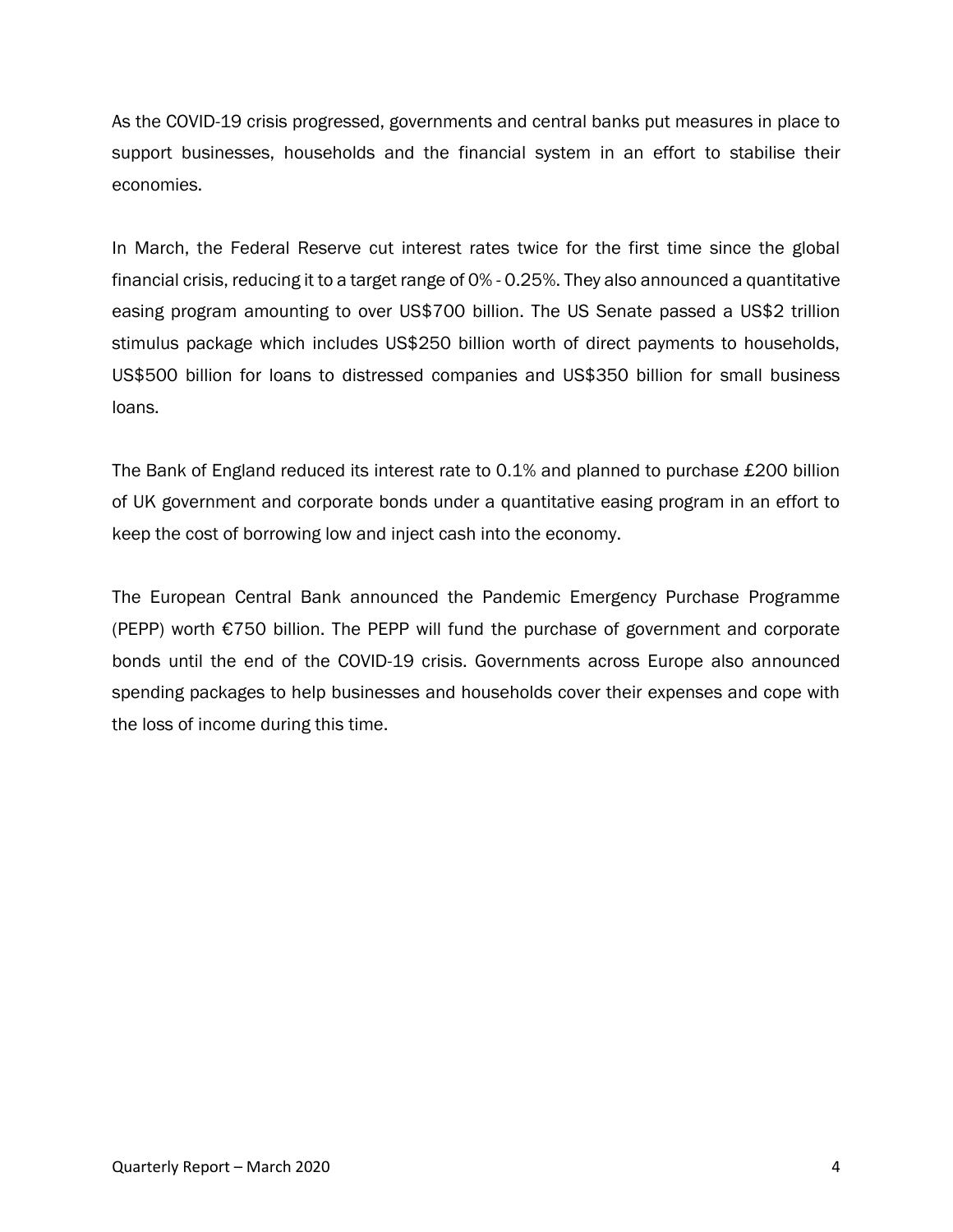As the COVID-19 crisis progressed, governments and central banks put measures in place to support businesses, households and the financial system in an effort to stabilise their economies.

In March, the Federal Reserve cut interest rates twice for the first time since the global financial crisis, reducing it to a target range of 0% - 0.25%. They also announced a quantitative easing program amounting to over US$700 billion. The US Senate passed a US$2 trillion stimulus package which includes US$250 billion worth of direct payments to households, US$500 billion for loans to distressed companies and US$350 billion for small business loans.

The Bank of England reduced its interest rate to 0.1% and planned to purchase £200 billion of UK government and corporate bonds under a quantitative easing program in an effort to keep the cost of borrowing low and inject cash into the economy.

The European Central Bank announced the Pandemic Emergency Purchase Programme (PEPP) worth €750 billion. The PEPP will fund the purchase of government and corporate bonds until the end of the COVID-19 crisis. Governments across Europe also announced spending packages to help businesses and households cover their expenses and cope with the loss of income during this time.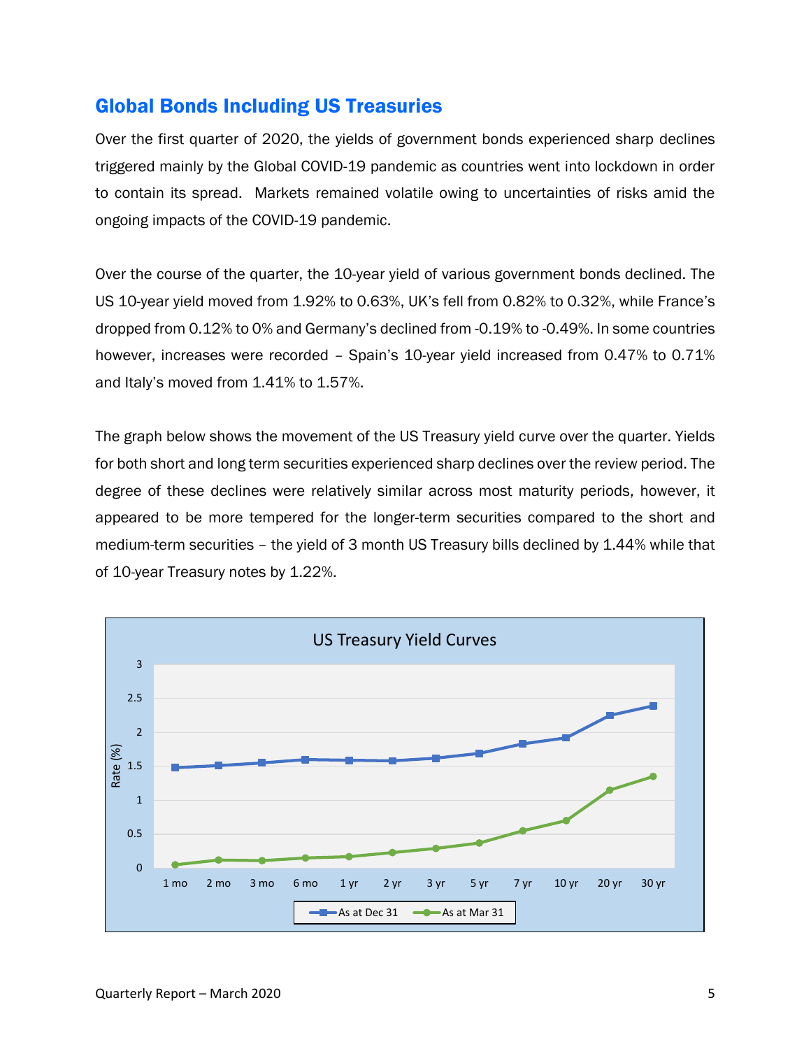## Global Bonds Including US Treasuries

Over the first quarter of 2020, the yields of government bonds experienced sharp declines triggered mainly by the Global COVID-19 pandemic as countries went into lockdown in order to contain its spread. Markets remained volatile owing to uncertainties of risks amid the ongoing impacts of the COVID-19 pandemic.

Over the course of the quarter, the 10-year yield of various government bonds declined. The US 10-year yield moved from 1.92% to 0.63%, UK's fell from 0.82% to 0.32%, while France's dropped from 0.12% to 0% and Germany's declined from -0.19% to -0.49%. In some countries however, increases were recorded – Spain's 10-year yield increased from 0.47% to 0.71% and Italy's moved from 1.41% to 1.57%.

The graph below shows the movement of the US Treasury yield curve over the quarter. Yields for both short and long term securities experienced sharp declines over the review period. The degree of these declines were relatively similar across most maturity periods, however, it appeared to be more tempered for the longer-term securities compared to the short and medium-term securities – the yield of 3 month US Treasury bills declined by 1.44% while that of 10-year Treasury notes by 1.22%.

US Treasury Yield Curves

Rate (%): 0, 0.5, 1, 1.5, 2, 2.5, 3

Maturities: 1 mo, 2 mo, 3 mo, 6 mo, 1 yr, 2 yr, 3 yr, 5 yr, 7 yr, 10 yr, 20 yr, 30 yr

Legend: As at Dec 31, As at Mar 31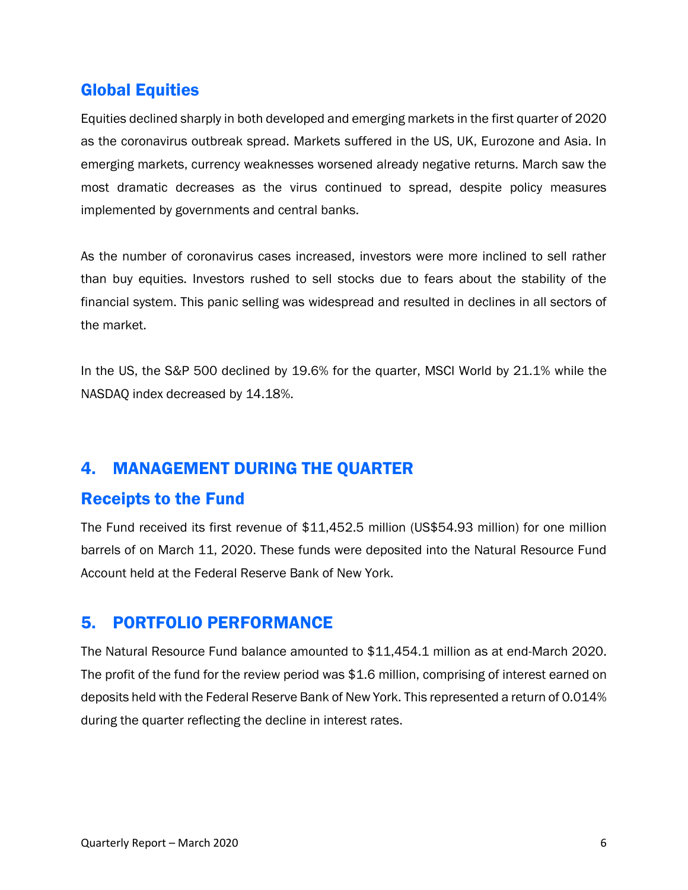### Global Equities

Equities declined sharply in both developed and emerging markets in the first quarter of 2020 as the coronavirus outbreak spread. Markets suffered in the US, UK, Eurozone and Asia. In emerging markets, currency weaknesses worsened already negative returns. March saw the most dramatic decreases as the virus continued to spread, despite policy measures implemented by governments and central banks.

As the number of coronavirus cases increased, investors were more inclined to sell rather than buy equities. Investors rushed to sell stocks due to fears about the stability of the financial system. This panic selling was widespread and resulted in declines in all sectors of the market.

In the US, the S&P 500 declined by 19.6% for the quarter, MSCI World by 21.1% while the NASDAQ index decreased by 14.18%.

## 4. MANAGEMENT DURING THE QUARTER

### Receipts to the Fund

The Fund received its first revenue of $11,452.5 million (US$54.93 million) for one million barrels of on March 11, 2020. These funds were deposited into the Natural Resource Fund Account held at the Federal Reserve Bank of New York.

## 5. PORTFOLIO PERFORMANCE

The Natural Resource Fund balance amounted to $11,454.1 million as at end-March 2020. The profit of the fund for the review period was $1.6 million, comprising of interest earned on deposits held with the Federal Reserve Bank of New York. This represented a return of 0.014% during the quarter reflecting the decline in interest rates.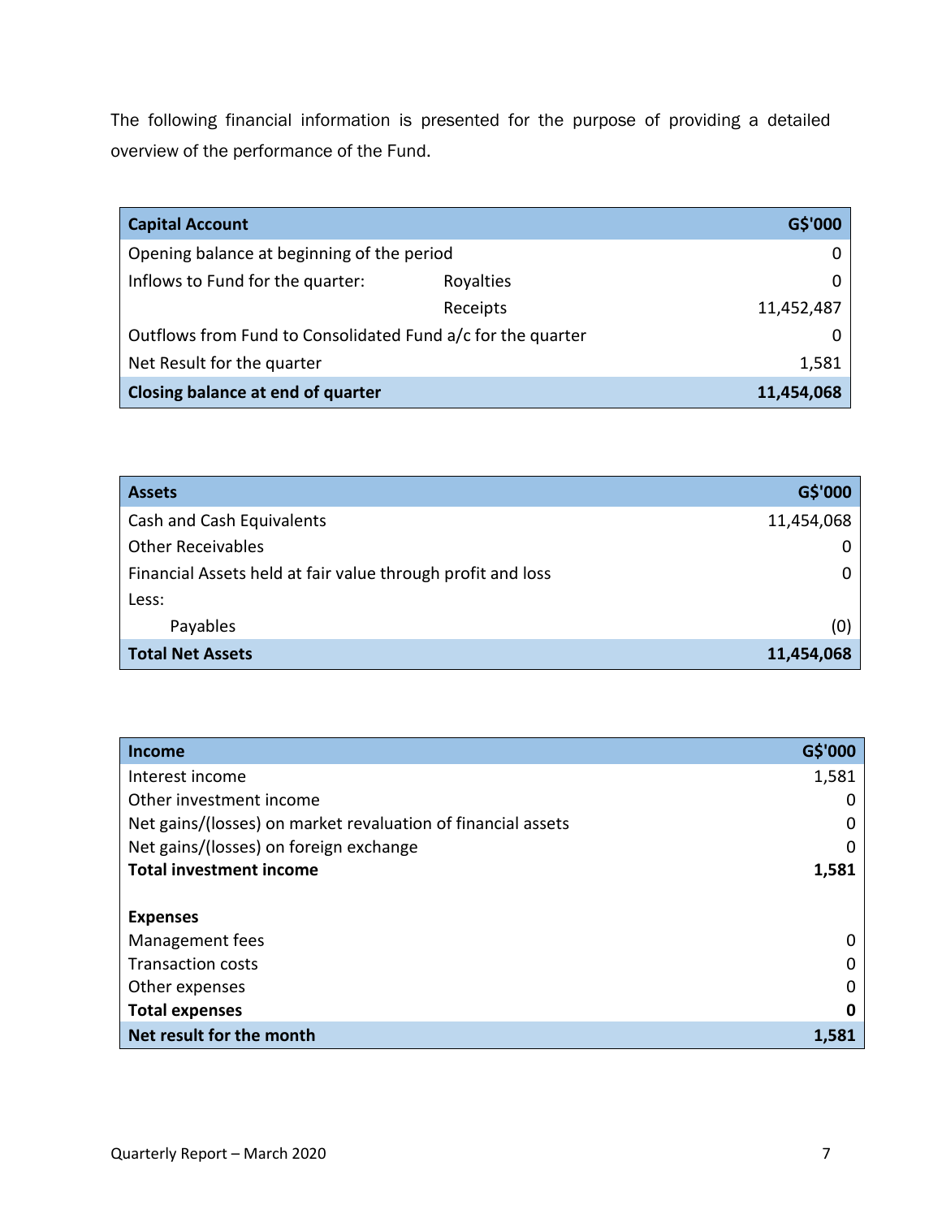The following financial information is presented for the purpose of providing a detailed overview of the performance of the Fund.

| Capital Account | | G$'000 |
|---|---|---|
| Opening balance at beginning of the period | | 0 |
| Inflows to Fund for the quarter: | Royalties | 0 |
| | Receipts | 11,452,487 |
| Outflows from Fund to Consolidated Fund a/c for the quarter | | 0 |
| Net Result for the quarter | | 1,581 |
| **Closing balance at end of quarter** | | **11,454,068** |

| Assets | G$'000 |
|---|---|
| Cash and Cash Equivalents | 11,454,068 |
| Other Receivables | 0 |
| Financial Assets held at fair value through profit and loss | 0 |
| Less: | |
| Payables | (0) |
| **Total Net Assets** | **11,454,068** |

| Income | G$'000 |
|---|---|
| Interest income | 1,581 |
| Other investment income | 0 |
| Net gains/(losses) on market revaluation of financial assets | 0 |
| Net gains/(losses) on foreign exchange | 0 |
| **Total investment income** | **1,581** |
| | |
| **Expenses** | |
| Management fees | 0 |
| Transaction costs | 0 |
| Other expenses | 0 |
| **Total expenses** | **0** |
| **Net result for the month** | **1,581** |